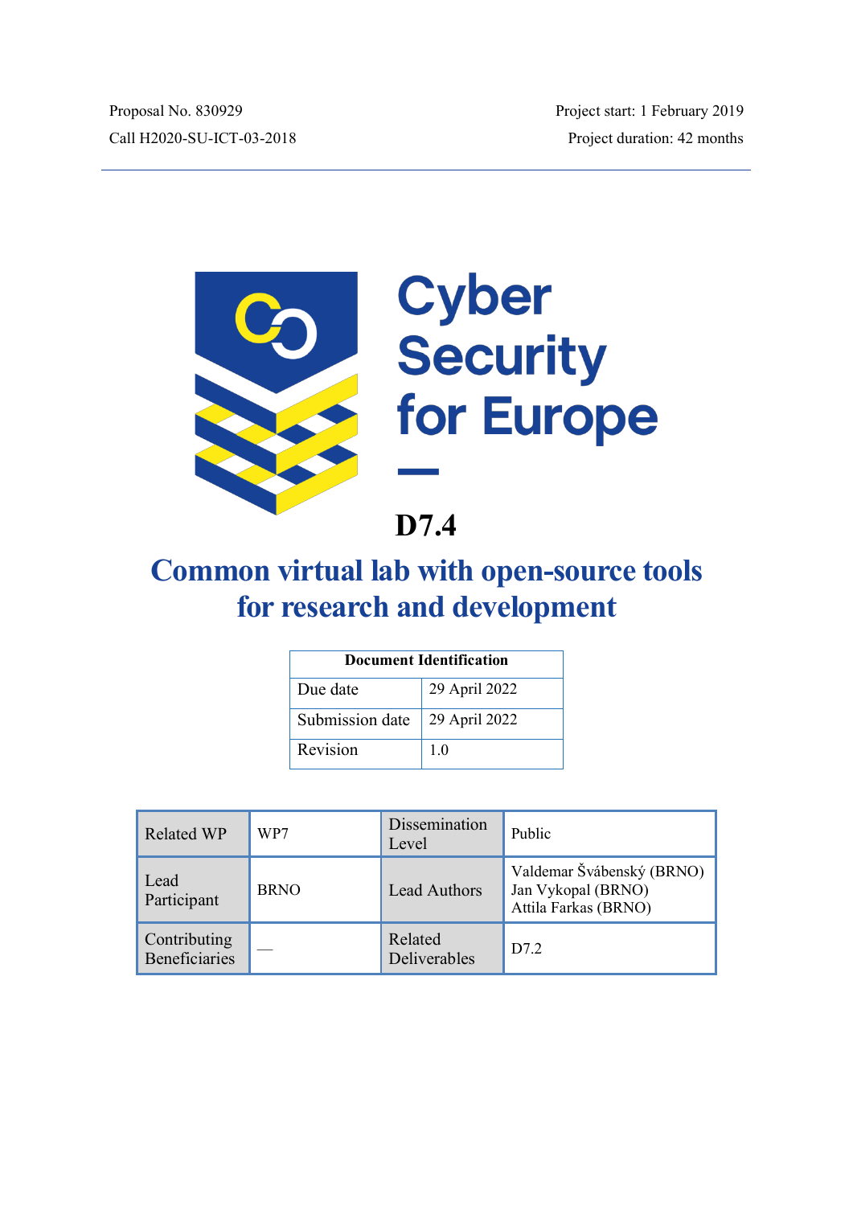Proposal No. 830929
Call H2020-SU-ICT-03-2018

Project start: 1 February 2019
Project duration: 42 months

---

Cyber Security for Europe

# D7.4

# Common virtual lab with open-source tools for research and development

| Document Identification | |
|---|---|
| Due date | 29 April 2022 |
| Submission date | 29 April 2022 |
| Revision | 1.0 |

| Related WP | WP7 | Dissemination Level | Public |
|---|---|---|---|
| Lead Participant | BRNO | Lead Authors | Valdemar Švábenský (BRNO)<br>Jan Vykopal (BRNO)<br>Attila Farkas (BRNO) |
| Contributing Beneficiaries | — | Related Deliverables | D7.2 |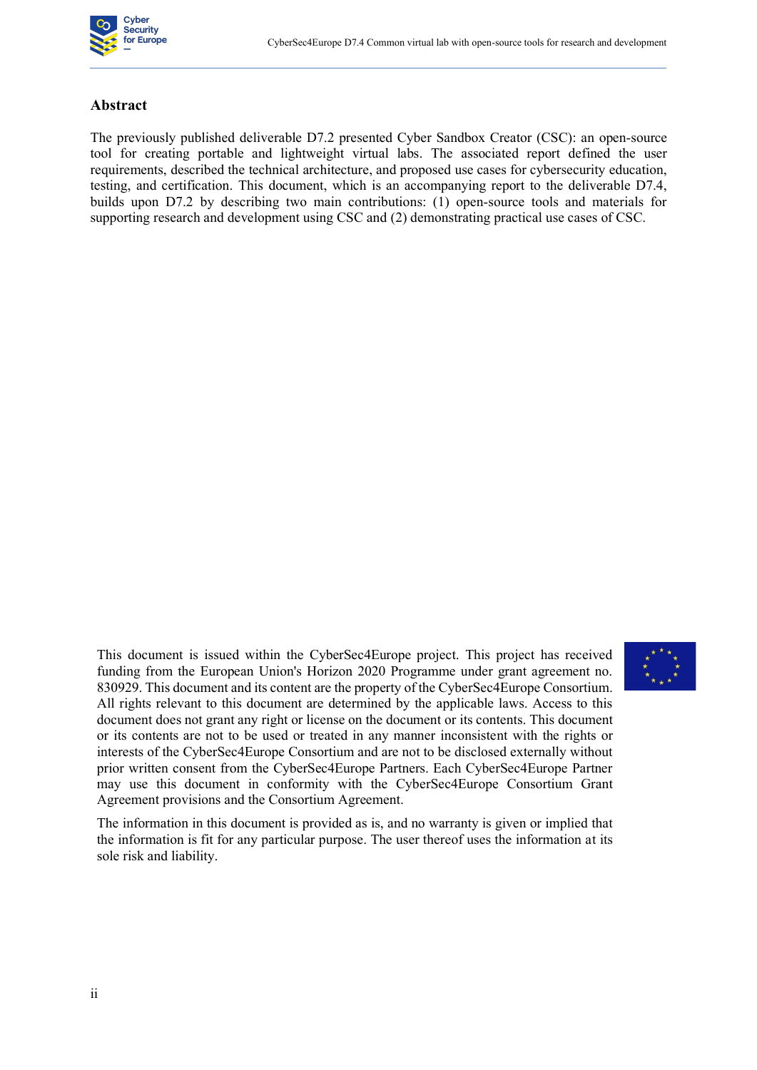## Abstract

The previously published deliverable D7.2 presented Cyber Sandbox Creator (CSC): an open-source tool for creating portable and lightweight virtual labs. The associated report defined the user requirements, described the technical architecture, and proposed use cases for cybersecurity education, testing, and certification. This document, which is an accompanying report to the deliverable D7.4, builds upon D7.2 by describing two main contributions: (1) open-source tools and materials for supporting research and development using CSC and (2) demonstrating practical use cases of CSC.

This document is issued within the CyberSec4Europe project. This project has received funding from the European Union's Horizon 2020 Programme under grant agreement no. 830929. This document and its content are the property of the CyberSec4Europe Consortium. All rights relevant to this document are determined by the applicable laws. Access to this document does not grant any right or license on the document or its contents. This document or its contents are not to be used or treated in any manner inconsistent with the rights or interests of the CyberSec4Europe Consortium and are not to be disclosed externally without prior written consent from the CyberSec4Europe Partners. Each CyberSec4Europe Partner may use this document in conformity with the CyberSec4Europe Consortium Grant Agreement provisions and the Consortium Agreement.

The information in this document is provided as is, and no warranty is given or implied that the information is fit for any particular purpose. The user thereof uses the information at its sole risk and liability.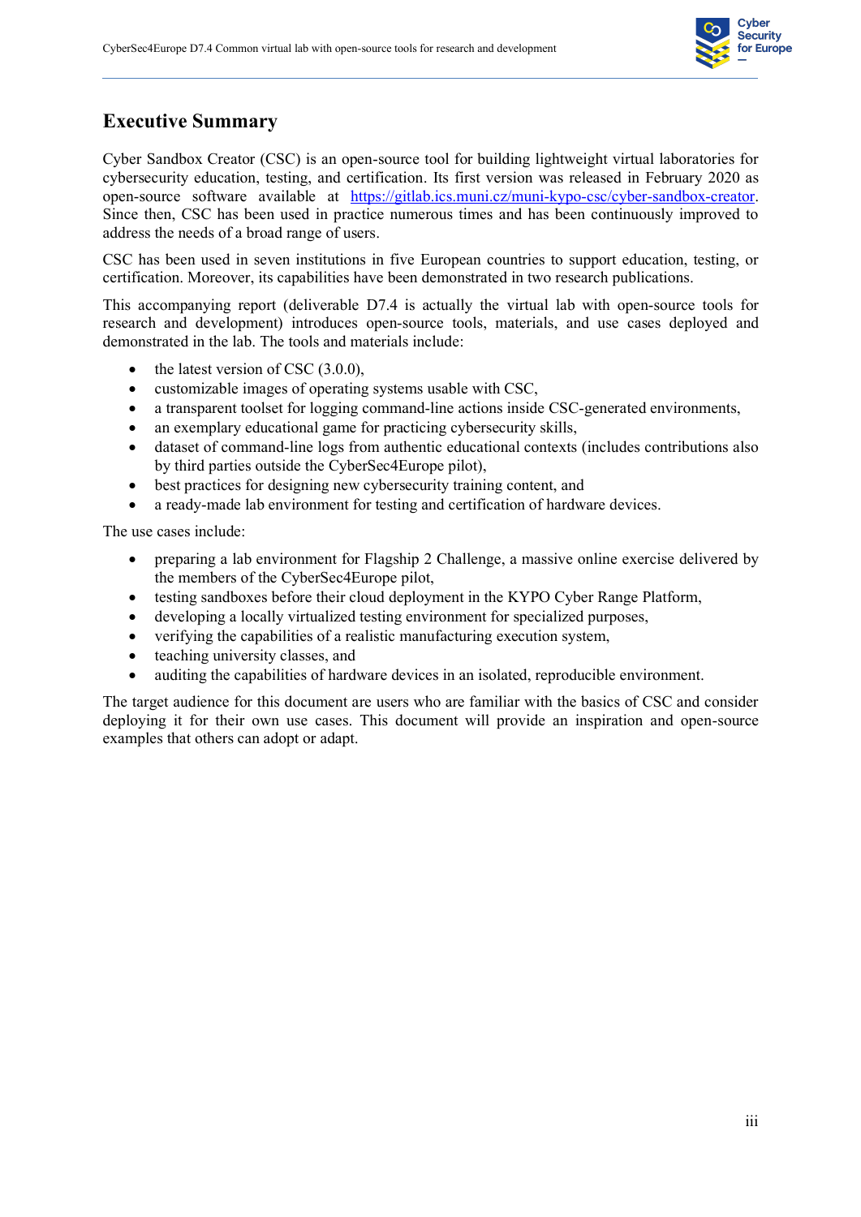# Executive Summary

Cyber Sandbox Creator (CSC) is an open-source tool for building lightweight virtual laboratories for cybersecurity education, testing, and certification. Its first version was released in February 2020 as open-source software available at https://gitlab.ics.muni.cz/muni-kypo-csc/cyber-sandbox-creator. Since then, CSC has been used in practice numerous times and has been continuously improved to address the needs of a broad range of users.

CSC has been used in seven institutions in five European countries to support education, testing, or certification. Moreover, its capabilities have been demonstrated in two research publications.

This accompanying report (deliverable D7.4 is actually the virtual lab with open-source tools for research and development) introduces open-source tools, materials, and use cases deployed and demonstrated in the lab. The tools and materials include:

- the latest version of CSC (3.0.0),
- customizable images of operating systems usable with CSC,
- a transparent toolset for logging command-line actions inside CSC-generated environments,
- an exemplary educational game for practicing cybersecurity skills,
- dataset of command-line logs from authentic educational contexts (includes contributions also by third parties outside the CyberSec4Europe pilot),
- best practices for designing new cybersecurity training content, and
- a ready-made lab environment for testing and certification of hardware devices.

The use cases include:

- preparing a lab environment for Flagship 2 Challenge, a massive online exercise delivered by the members of the CyberSec4Europe pilot,
- testing sandboxes before their cloud deployment in the KYPO Cyber Range Platform,
- developing a locally virtualized testing environment for specialized purposes,
- verifying the capabilities of a realistic manufacturing execution system,
- teaching university classes, and
- auditing the capabilities of hardware devices in an isolated, reproducible environment.

The target audience for this document are users who are familiar with the basics of CSC and consider deploying it for their own use cases. This document will provide an inspiration and open-source examples that others can adopt or adapt.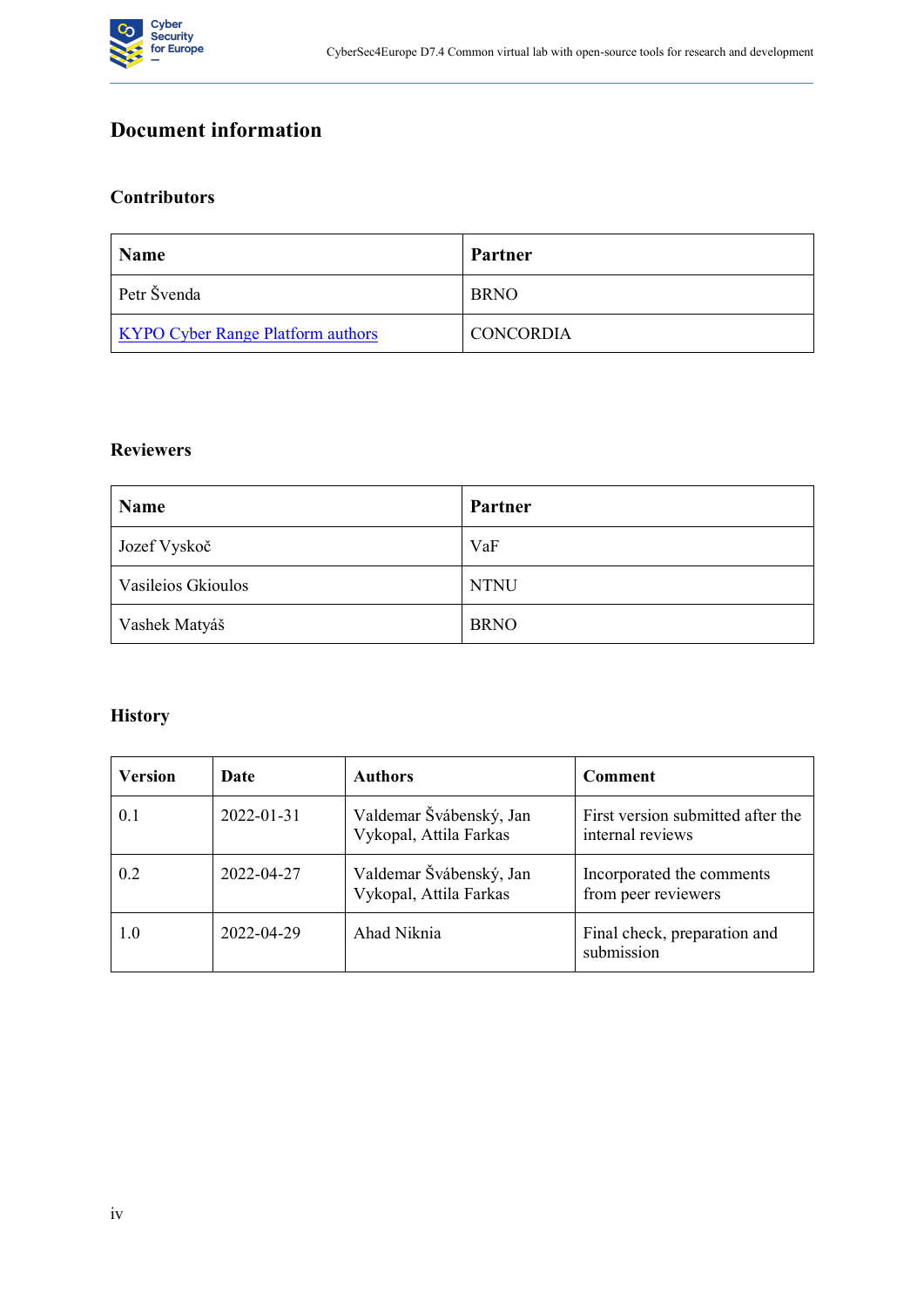# Document information

## Contributors

| Name | Partner |
| --- | --- |
| Petr Švenda | BRNO |
| KYPO Cyber Range Platform authors | CONCORDIA |

## Reviewers

| Name | Partner |
| --- | --- |
| Jozef Vyskoč | VaF |
| Vasileios Gkioulos | NTNU |
| Vashek Matyáš | BRNO |

## History

| Version | Date | Authors | Comment |
| --- | --- | --- | --- |
| 0.1 | 2022-01-31 | Valdemar Švábenský, Jan Vykopal, Attila Farkas | First version submitted after the internal reviews |
| 0.2 | 2022-04-27 | Valdemar Švábenský, Jan Vykopal, Attila Farkas | Incorporated the comments from peer reviewers |
| 1.0 | 2022-04-29 | Ahad Niknia | Final check, preparation and submission |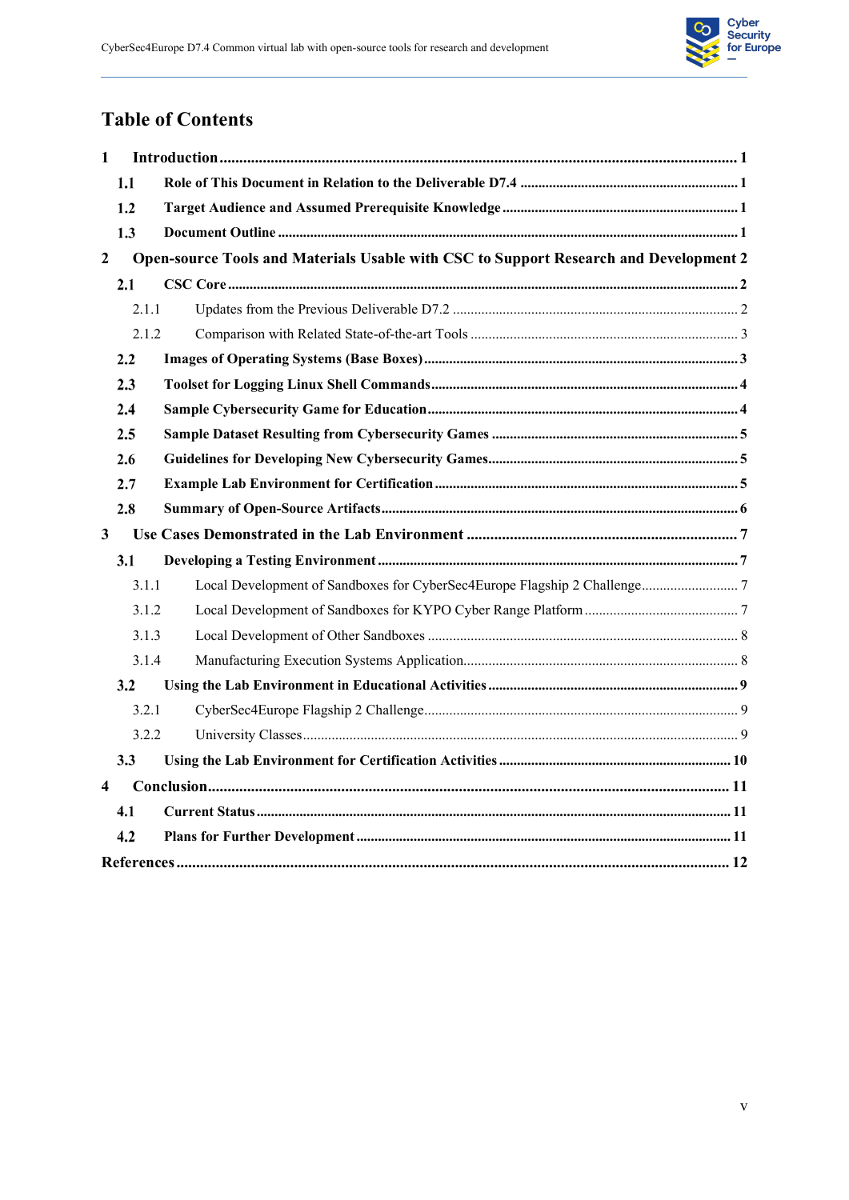# Table of Contents

1 Introduction ........ 1

1.1 Role of This Document in Relation to the Deliverable D7.4 ........ 1

1.2 Target Audience and Assumed Prerequisite Knowledge ........ 1

1.3 Document Outline ........ 1

2 Open-source Tools and Materials Usable with CSC to Support Research and Development 2

2.1 CSC Core ........ 2

2.1.1 Updates from the Previous Deliverable D7.2 ........ 2

2.1.2 Comparison with Related State-of-the-art Tools ........ 3

2.2 Images of Operating Systems (Base Boxes) ........ 3

2.3 Toolset for Logging Linux Shell Commands ........ 4

2.4 Sample Cybersecurity Game for Education ........ 4

2.5 Sample Dataset Resulting from Cybersecurity Games ........ 5

2.6 Guidelines for Developing New Cybersecurity Games ........ 5

2.7 Example Lab Environment for Certification ........ 5

2.8 Summary of Open-Source Artifacts ........ 6

3 Use Cases Demonstrated in the Lab Environment ........ 7

3.1 Developing a Testing Environment ........ 7

3.1.1 Local Development of Sandboxes for CyberSec4Europe Flagship 2 Challenge ........ 7

3.1.2 Local Development of Sandboxes for KYPO Cyber Range Platform ........ 7

3.1.3 Local Development of Other Sandboxes ........ 8

3.1.4 Manufacturing Execution Systems Application ........ 8

3.2 Using the Lab Environment in Educational Activities ........ 9

3.2.1 CyberSec4Europe Flagship 2 Challenge ........ 9

3.2.2 University Classes ........ 9

3.3 Using the Lab Environment for Certification Activities ........ 10

4 Conclusion ........ 11

4.1 Current Status ........ 11

4.2 Plans for Further Development ........ 11

References ........ 12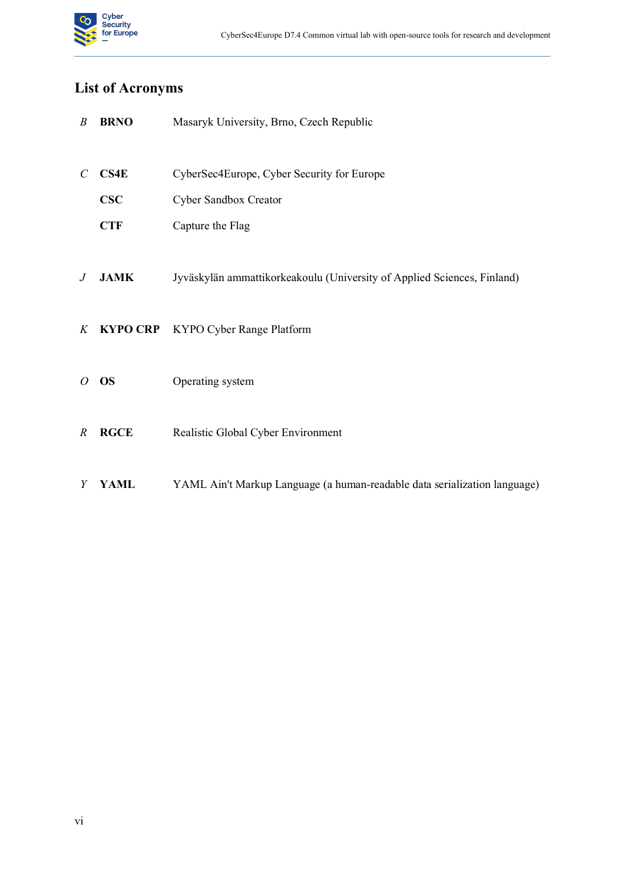# List of Acronyms

| | | |
|---|---|---|
| *B* | **BRNO** | Masaryk University, Brno, Czech Republic |
| *C* | **CS4E** | CyberSec4Europe, Cyber Security for Europe |
| | **CSC** | Cyber Sandbox Creator |
| | **CTF** | Capture the Flag |
| *J* | **JAMK** | Jyväskylän ammattikorkeakoulu (University of Applied Sciences, Finland) |
| *K* | **KYPO CRP** | KYPO Cyber Range Platform |
| *O* | **OS** | Operating system |
| *R* | **RGCE** | Realistic Global Cyber Environment |
| *Y* | **YAML** | YAML Ain't Markup Language (a human-readable data serialization language) |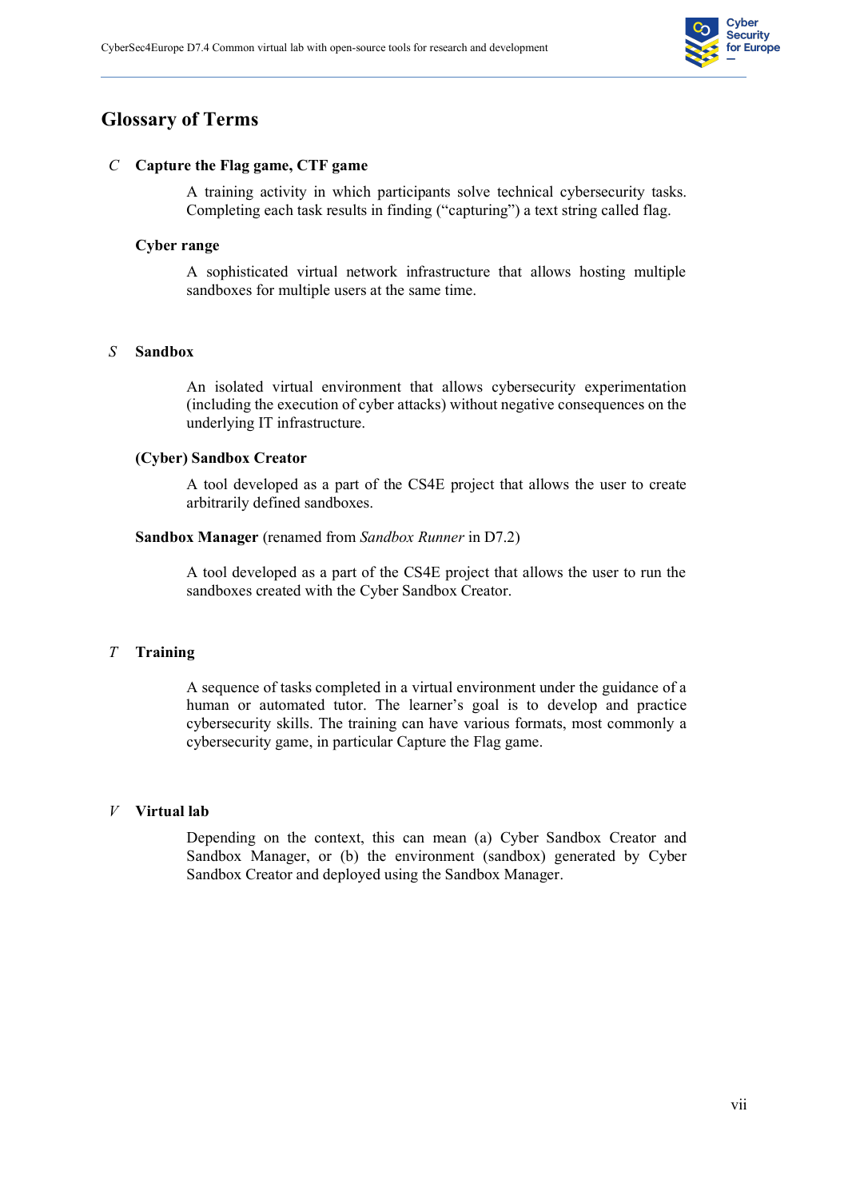# Glossary of Terms

*C* **Capture the Flag game, CTF game**

A training activity in which participants solve technical cybersecurity tasks. Completing each task results in finding ("capturing") a text string called flag.

**Cyber range**

A sophisticated virtual network infrastructure that allows hosting multiple sandboxes for multiple users at the same time.

*S* **Sandbox**

An isolated virtual environment that allows cybersecurity experimentation (including the execution of cyber attacks) without negative consequences on the underlying IT infrastructure.

**(Cyber) Sandbox Creator**

A tool developed as a part of the CS4E project that allows the user to create arbitrarily defined sandboxes.

**Sandbox Manager** (renamed from *Sandbox Runner* in D7.2)

A tool developed as a part of the CS4E project that allows the user to run the sandboxes created with the Cyber Sandbox Creator.

*T* **Training**

A sequence of tasks completed in a virtual environment under the guidance of a human or automated tutor. The learner's goal is to develop and practice cybersecurity skills. The training can have various formats, most commonly a cybersecurity game, in particular Capture the Flag game.

*V* **Virtual lab**

Depending on the context, this can mean (a) Cyber Sandbox Creator and Sandbox Manager, or (b) the environment (sandbox) generated by Cyber Sandbox Creator and deployed using the Sandbox Manager.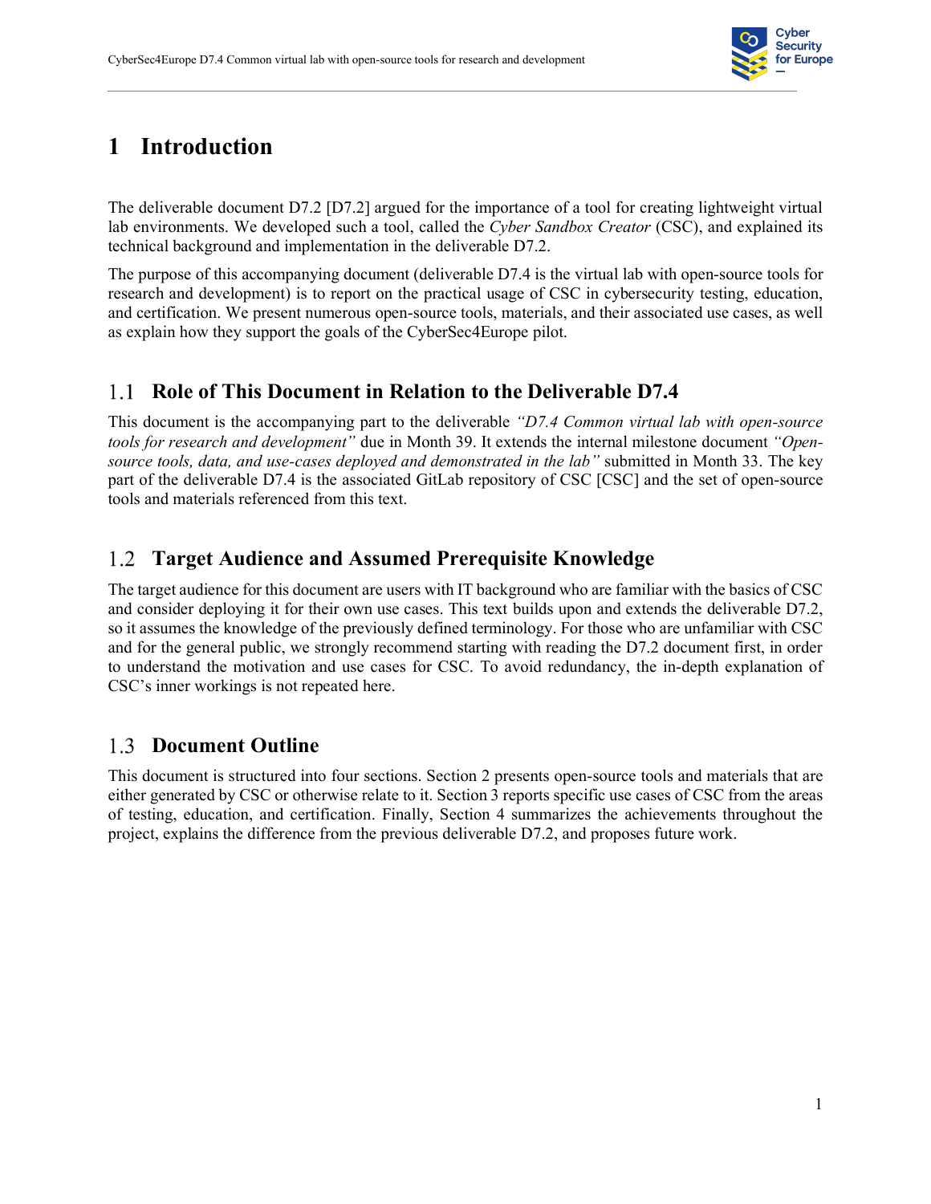# 1 Introduction

The deliverable document D7.2 [D7.2] argued for the importance of a tool for creating lightweight virtual lab environments. We developed such a tool, called the *Cyber Sandbox Creator* (CSC), and explained its technical background and implementation in the deliverable D7.2.

The purpose of this accompanying document (deliverable D7.4 is the virtual lab with open-source tools for research and development) is to report on the practical usage of CSC in cybersecurity testing, education, and certification. We present numerous open-source tools, materials, and their associated use cases, as well as explain how they support the goals of the CyberSec4Europe pilot.

## 1.1 Role of This Document in Relation to the Deliverable D7.4

This document is the accompanying part to the deliverable *"D7.4 Common virtual lab with open-source tools for research and development"* due in Month 39. It extends the internal milestone document *"Open-source tools, data, and use-cases deployed and demonstrated in the lab"* submitted in Month 33. The key part of the deliverable D7.4 is the associated GitLab repository of CSC [CSC] and the set of open-source tools and materials referenced from this text.

## 1.2 Target Audience and Assumed Prerequisite Knowledge

The target audience for this document are users with IT background who are familiar with the basics of CSC and consider deploying it for their own use cases. This text builds upon and extends the deliverable D7.2, so it assumes the knowledge of the previously defined terminology. For those who are unfamiliar with CSC and for the general public, we strongly recommend starting with reading the D7.2 document first, in order to understand the motivation and use cases for CSC. To avoid redundancy, the in-depth explanation of CSC's inner workings is not repeated here.

## 1.3 Document Outline

This document is structured into four sections. Section 2 presents open-source tools and materials that are either generated by CSC or otherwise relate to it. Section 3 reports specific use cases of CSC from the areas of testing, education, and certification. Finally, Section 4 summarizes the achievements throughout the project, explains the difference from the previous deliverable D7.2, and proposes future work.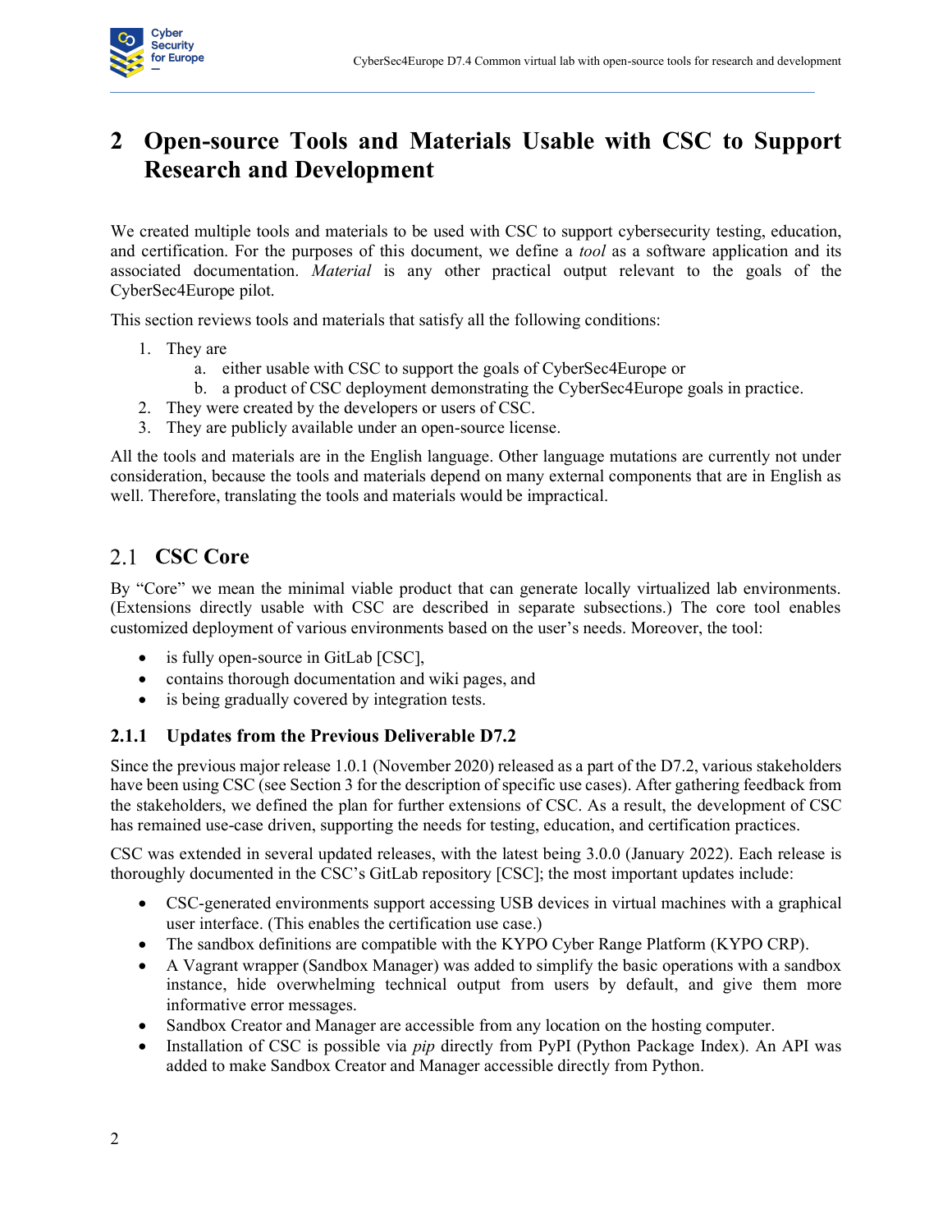# 2 Open-source Tools and Materials Usable with CSC to Support Research and Development

We created multiple tools and materials to be used with CSC to support cybersecurity testing, education, and certification. For the purposes of this document, we define a *tool* as a software application and its associated documentation. *Material* is any other practical output relevant to the goals of the CyberSec4Europe pilot.

This section reviews tools and materials that satisfy all the following conditions:

1. They are
   a. either usable with CSC to support the goals of CyberSec4Europe or
   b. a product of CSC deployment demonstrating the CyberSec4Europe goals in practice.
2. They were created by the developers or users of CSC.
3. They are publicly available under an open-source license.

All the tools and materials are in the English language. Other language mutations are currently not under consideration, because the tools and materials depend on many external components that are in English as well. Therefore, translating the tools and materials would be impractical.

## 2.1 CSC Core

By "Core" we mean the minimal viable product that can generate locally virtualized lab environments. (Extensions directly usable with CSC are described in separate subsections.) The core tool enables customized deployment of various environments based on the user's needs. Moreover, the tool:

- is fully open-source in GitLab [CSC],
- contains thorough documentation and wiki pages, and
- is being gradually covered by integration tests.

### 2.1.1 Updates from the Previous Deliverable D7.2

Since the previous major release 1.0.1 (November 2020) released as a part of the D7.2, various stakeholders have been using CSC (see Section 3 for the description of specific use cases). After gathering feedback from the stakeholders, we defined the plan for further extensions of CSC. As a result, the development of CSC has remained use-case driven, supporting the needs for testing, education, and certification practices.

CSC was extended in several updated releases, with the latest being 3.0.0 (January 2022). Each release is thoroughly documented in the CSC's GitLab repository [CSC]; the most important updates include:

- CSC-generated environments support accessing USB devices in virtual machines with a graphical user interface. (This enables the certification use case.)
- The sandbox definitions are compatible with the KYPO Cyber Range Platform (KYPO CRP).
- A Vagrant wrapper (Sandbox Manager) was added to simplify the basic operations with a sandbox instance, hide overwhelming technical output from users by default, and give them more informative error messages.
- Sandbox Creator and Manager are accessible from any location on the hosting computer.
- Installation of CSC is possible via *pip* directly from PyPI (Python Package Index). An API was added to make Sandbox Creator and Manager accessible directly from Python.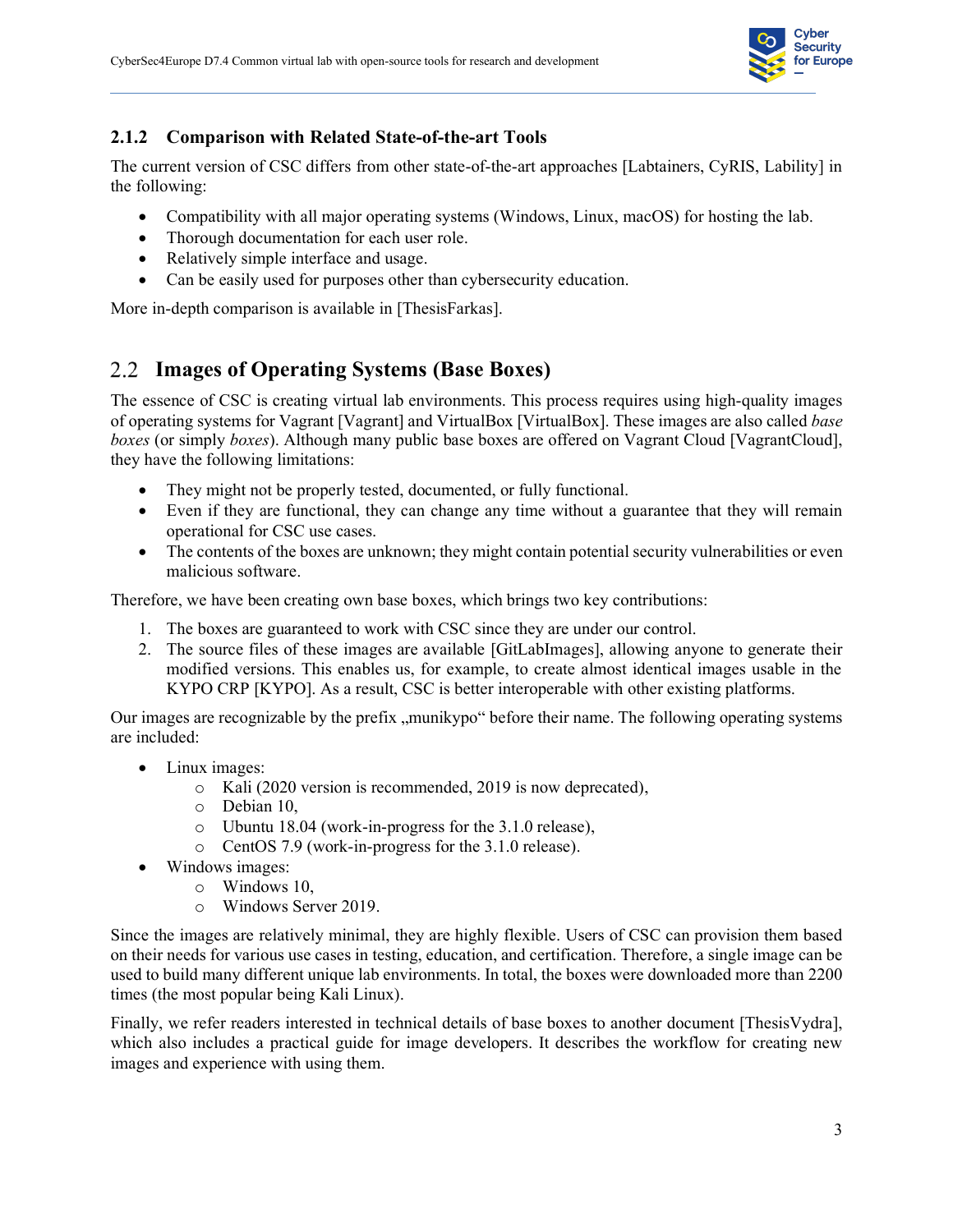### 2.1.2 Comparison with Related State-of-the-art Tools

The current version of CSC differs from other state-of-the-art approaches [Labtainers, CyRIS, Lability] in the following:

- Compatibility with all major operating systems (Windows, Linux, macOS) for hosting the lab.
- Thorough documentation for each user role.
- Relatively simple interface and usage.
- Can be easily used for purposes other than cybersecurity education.

More in-depth comparison is available in [ThesisFarkas].

## 2.2 Images of Operating Systems (Base Boxes)

The essence of CSC is creating virtual lab environments. This process requires using high-quality images of operating systems for Vagrant [Vagrant] and VirtualBox [VirtualBox]. These images are also called *base boxes* (or simply *boxes*). Although many public base boxes are offered on Vagrant Cloud [VagrantCloud], they have the following limitations:

- They might not be properly tested, documented, or fully functional.
- Even if they are functional, they can change any time without a guarantee that they will remain operational for CSC use cases.
- The contents of the boxes are unknown; they might contain potential security vulnerabilities or even malicious software.

Therefore, we have been creating own base boxes, which brings two key contributions:

1. The boxes are guaranteed to work with CSC since they are under our control.
2. The source files of these images are available [GitLabImages], allowing anyone to generate their modified versions. This enables us, for example, to create almost identical images usable in the KYPO CRP [KYPO]. As a result, CSC is better interoperable with other existing platforms.

Our images are recognizable by the prefix „munikypo" before their name. The following operating systems are included:

- Linux images:
  - Kali (2020 version is recommended, 2019 is now deprecated),
  - Debian 10,
  - Ubuntu 18.04 (work-in-progress for the 3.1.0 release),
  - CentOS 7.9 (work-in-progress for the 3.1.0 release).
- Windows images:
  - Windows 10,
  - Windows Server 2019.

Since the images are relatively minimal, they are highly flexible. Users of CSC can provision them based on their needs for various use cases in testing, education, and certification. Therefore, a single image can be used to build many different unique lab environments. In total, the boxes were downloaded more than 2200 times (the most popular being Kali Linux).

Finally, we refer readers interested in technical details of base boxes to another document [ThesisVydra], which also includes a practical guide for image developers. It describes the workflow for creating new images and experience with using them.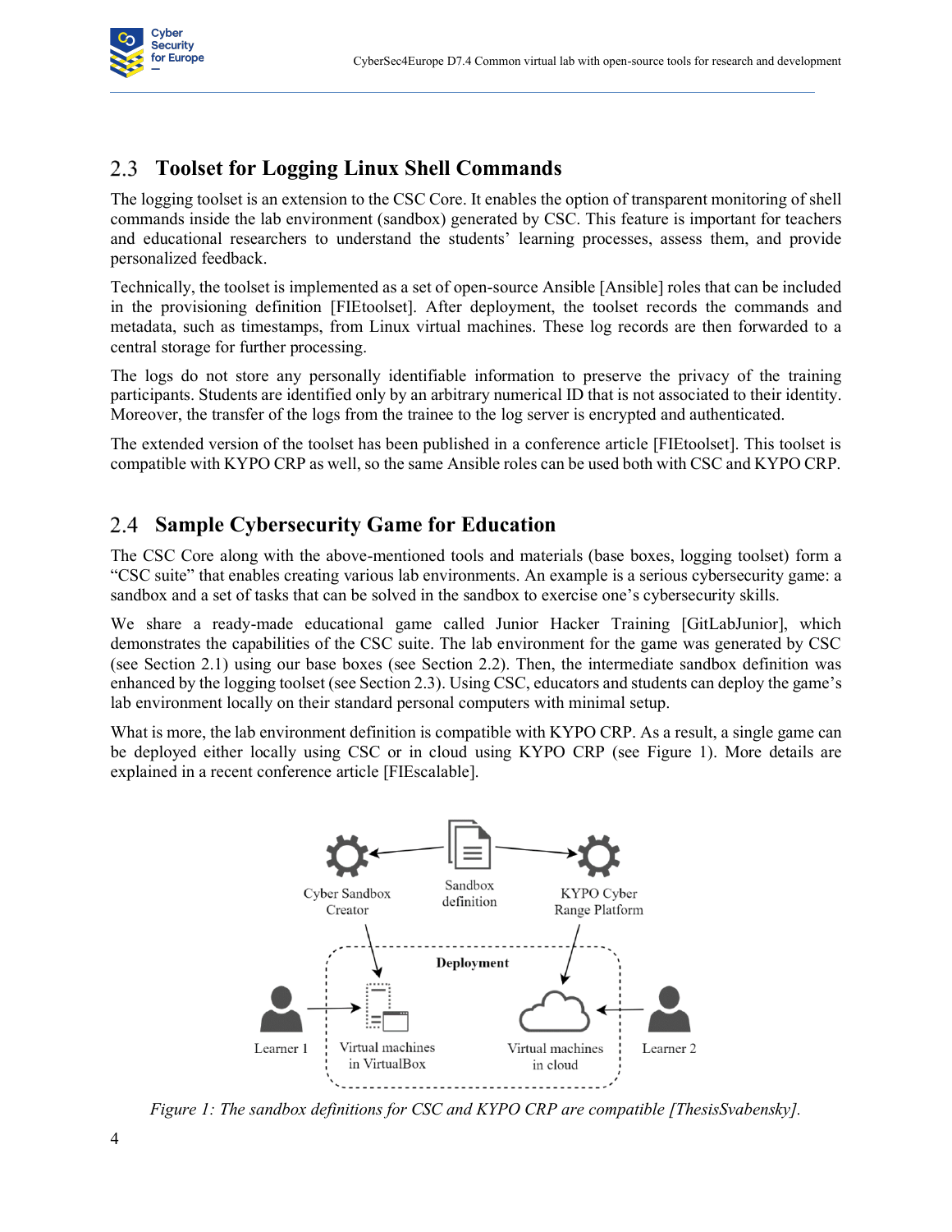## 2.3 Toolset for Logging Linux Shell Commands

The logging toolset is an extension to the CSC Core. It enables the option of transparent monitoring of shell commands inside the lab environment (sandbox) generated by CSC. This feature is important for teachers and educational researchers to understand the students' learning processes, assess them, and provide personalized feedback.

Technically, the toolset is implemented as a set of open-source Ansible [Ansible] roles that can be included in the provisioning definition [FIEtoolset]. After deployment, the toolset records the commands and metadata, such as timestamps, from Linux virtual machines. These log records are then forwarded to a central storage for further processing.

The logs do not store any personally identifiable information to preserve the privacy of the training participants. Students are identified only by an arbitrary numerical ID that is not associated to their identity. Moreover, the transfer of the logs from the trainee to the log server is encrypted and authenticated.

The extended version of the toolset has been published in a conference article [FIEtoolset]. This toolset is compatible with KYPO CRP as well, so the same Ansible roles can be used both with CSC and KYPO CRP.

## 2.4 Sample Cybersecurity Game for Education

The CSC Core along with the above-mentioned tools and materials (base boxes, logging toolset) form a "CSC suite" that enables creating various lab environments. An example is a serious cybersecurity game: a sandbox and a set of tasks that can be solved in the sandbox to exercise one's cybersecurity skills.

We share a ready-made educational game called Junior Hacker Training [GitLabJunior], which demonstrates the capabilities of the CSC suite. The lab environment for the game was generated by CSC (see Section 2.1) using our base boxes (see Section 2.2). Then, the intermediate sandbox definition was enhanced by the logging toolset (see Section 2.3). Using CSC, educators and students can deploy the game's lab environment locally on their standard personal computers with minimal setup.

What is more, the lab environment definition is compatible with KYPO CRP. As a result, a single game can be deployed either locally using CSC or in cloud using KYPO CRP (see Figure 1). More details are explained in a recent conference article [FIEscalable].

*Figure 1: The sandbox definitions for CSC and KYPO CRP are compatible [ThesisSvabensky].*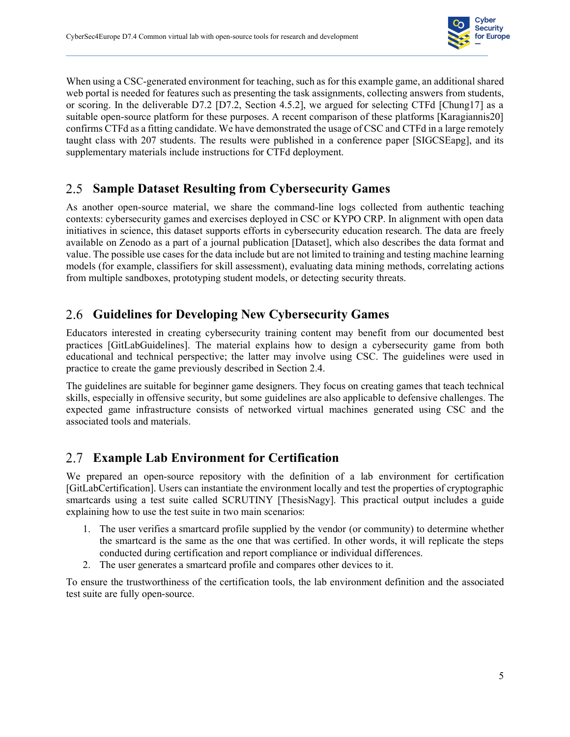When using a CSC-generated environment for teaching, such as for this example game, an additional shared web portal is needed for features such as presenting the task assignments, collecting answers from students, or scoring. In the deliverable D7.2 [D7.2, Section 4.5.2], we argued for selecting CTFd [Chung17] as a suitable open-source platform for these purposes. A recent comparison of these platforms [Karagiannis20] confirms CTFd as a fitting candidate. We have demonstrated the usage of CSC and CTFd in a large remotely taught class with 207 students. The results were published in a conference paper [SIGCSEapg], and its supplementary materials include instructions for CTFd deployment.

## 2.5 Sample Dataset Resulting from Cybersecurity Games

As another open-source material, we share the command-line logs collected from authentic teaching contexts: cybersecurity games and exercises deployed in CSC or KYPO CRP. In alignment with open data initiatives in science, this dataset supports efforts in cybersecurity education research. The data are freely available on Zenodo as a part of a journal publication [Dataset], which also describes the data format and value. The possible use cases for the data include but are not limited to training and testing machine learning models (for example, classifiers for skill assessment), evaluating data mining methods, correlating actions from multiple sandboxes, prototyping student models, or detecting security threats.

## 2.6 Guidelines for Developing New Cybersecurity Games

Educators interested in creating cybersecurity training content may benefit from our documented best practices [GitLabGuidelines]. The material explains how to design a cybersecurity game from both educational and technical perspective; the latter may involve using CSC. The guidelines were used in practice to create the game previously described in Section 2.4.

The guidelines are suitable for beginner game designers. They focus on creating games that teach technical skills, especially in offensive security, but some guidelines are also applicable to defensive challenges. The expected game infrastructure consists of networked virtual machines generated using CSC and the associated tools and materials.

## 2.7 Example Lab Environment for Certification

We prepared an open-source repository with the definition of a lab environment for certification [GitLabCertification]. Users can instantiate the environment locally and test the properties of cryptographic smartcards using a test suite called SCRUTINY [ThesisNagy]. This practical output includes a guide explaining how to use the test suite in two main scenarios:

1. The user verifies a smartcard profile supplied by the vendor (or community) to determine whether the smartcard is the same as the one that was certified. In other words, it will replicate the steps conducted during certification and report compliance or individual differences.
2. The user generates a smartcard profile and compares other devices to it.

To ensure the trustworthiness of the certification tools, the lab environment definition and the associated test suite are fully open-source.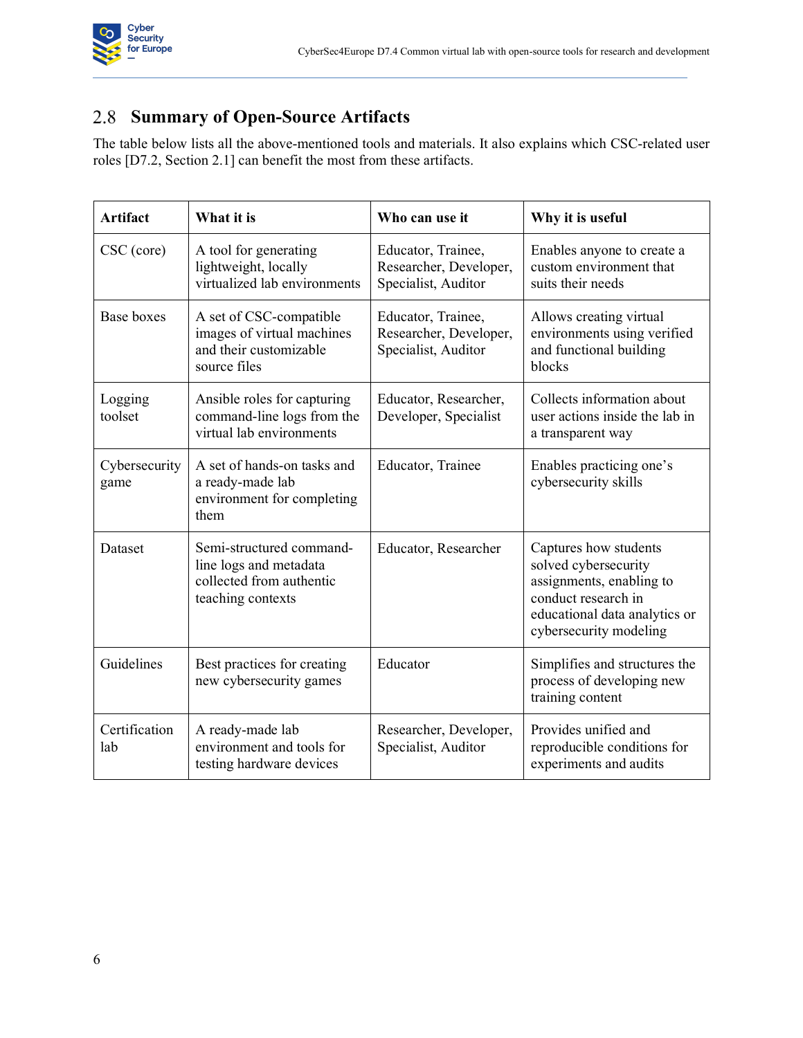## 2.8 Summary of Open-Source Artifacts

The table below lists all the above-mentioned tools and materials. It also explains which CSC-related user roles [D7.2, Section 2.1] can benefit the most from these artifacts.

| Artifact | What it is | Who can use it | Why it is useful |
|---|---|---|---|
| CSC (core) | A tool for generating lightweight, locally virtualized lab environments | Educator, Trainee, Researcher, Developer, Specialist, Auditor | Enables anyone to create a custom environment that suits their needs |
| Base boxes | A set of CSC-compatible images of virtual machines and their customizable source files | Educator, Trainee, Researcher, Developer, Specialist, Auditor | Allows creating virtual environments using verified and functional building blocks |
| Logging toolset | Ansible roles for capturing command-line logs from the virtual lab environments | Educator, Researcher, Developer, Specialist | Collects information about user actions inside the lab in a transparent way |
| Cybersecurity game | A set of hands-on tasks and a ready-made lab environment for completing them | Educator, Trainee | Enables practicing one's cybersecurity skills |
| Dataset | Semi-structured command-line logs and metadata collected from authentic teaching contexts | Educator, Researcher | Captures how students solved cybersecurity assignments, enabling to conduct research in educational data analytics or cybersecurity modeling |
| Guidelines | Best practices for creating new cybersecurity games | Educator | Simplifies and structures the process of developing new training content |
| Certification lab | A ready-made lab environment and tools for testing hardware devices | Researcher, Developer, Specialist, Auditor | Provides unified and reproducible conditions for experiments and audits |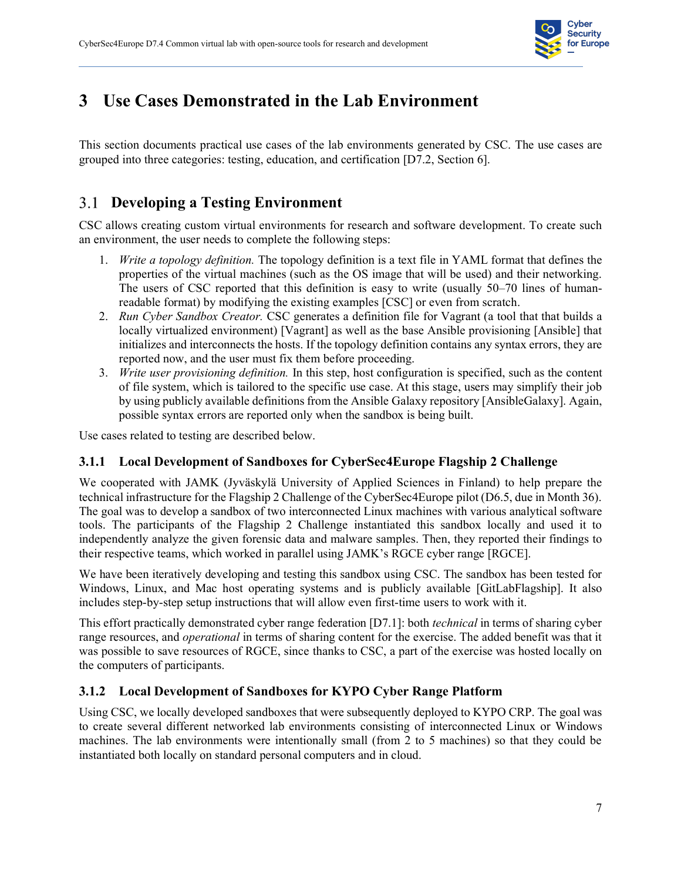# 3 Use Cases Demonstrated in the Lab Environment

This section documents practical use cases of the lab environments generated by CSC. The use cases are grouped into three categories: testing, education, and certification [D7.2, Section 6].

## 3.1 Developing a Testing Environment

CSC allows creating custom virtual environments for research and software development. To create such an environment, the user needs to complete the following steps:

1. *Write a topology definition.* The topology definition is a text file in YAML format that defines the properties of the virtual machines (such as the OS image that will be used) and their networking. The users of CSC reported that this definition is easy to write (usually 50–70 lines of human-readable format) by modifying the existing examples [CSC] or even from scratch.
2. *Run Cyber Sandbox Creator.* CSC generates a definition file for Vagrant (a tool that that builds a locally virtualized environment) [Vagrant] as well as the base Ansible provisioning [Ansible] that initializes and interconnects the hosts. If the topology definition contains any syntax errors, they are reported now, and the user must fix them before proceeding.
3. *Write user provisioning definition.* In this step, host configuration is specified, such as the content of file system, which is tailored to the specific use case. At this stage, users may simplify their job by using publicly available definitions from the Ansible Galaxy repository [AnsibleGalaxy]. Again, possible syntax errors are reported only when the sandbox is being built.

Use cases related to testing are described below.

### 3.1.1 Local Development of Sandboxes for CyberSec4Europe Flagship 2 Challenge

We cooperated with JAMK (Jyväskylä University of Applied Sciences in Finland) to help prepare the technical infrastructure for the Flagship 2 Challenge of the CyberSec4Europe pilot (D6.5, due in Month 36). The goal was to develop a sandbox of two interconnected Linux machines with various analytical software tools. The participants of the Flagship 2 Challenge instantiated this sandbox locally and used it to independently analyze the given forensic data and malware samples. Then, they reported their findings to their respective teams, which worked in parallel using JAMK's RGCE cyber range [RGCE].

We have been iteratively developing and testing this sandbox using CSC. The sandbox has been tested for Windows, Linux, and Mac host operating systems and is publicly available [GitLabFlagship]. It also includes step-by-step setup instructions that will allow even first-time users to work with it.

This effort practically demonstrated cyber range federation [D7.1]: both *technical* in terms of sharing cyber range resources, and *operational* in terms of sharing content for the exercise. The added benefit was that it was possible to save resources of RGCE, since thanks to CSC, a part of the exercise was hosted locally on the computers of participants.

### 3.1.2 Local Development of Sandboxes for KYPO Cyber Range Platform

Using CSC, we locally developed sandboxes that were subsequently deployed to KYPO CRP. The goal was to create several different networked lab environments consisting of interconnected Linux or Windows machines. The lab environments were intentionally small (from 2 to 5 machines) so that they could be instantiated both locally on standard personal computers and in cloud.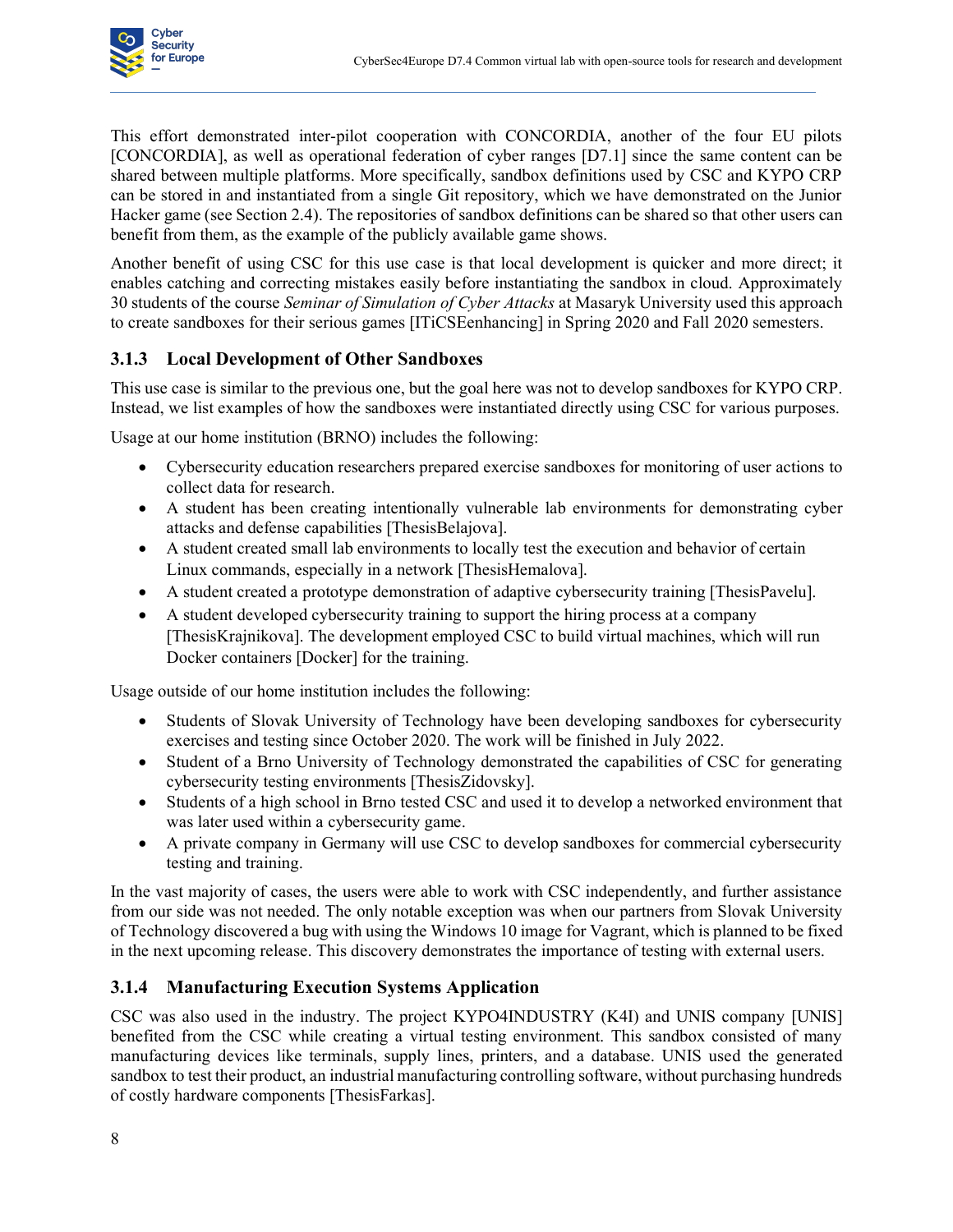This effort demonstrated inter-pilot cooperation with CONCORDIA, another of the four EU pilots [CONCORDIA], as well as operational federation of cyber ranges [D7.1] since the same content can be shared between multiple platforms. More specifically, sandbox definitions used by CSC and KYPO CRP can be stored in and instantiated from a single Git repository, which we have demonstrated on the Junior Hacker game (see Section 2.4). The repositories of sandbox definitions can be shared so that other users can benefit from them, as the example of the publicly available game shows.

Another benefit of using CSC for this use case is that local development is quicker and more direct; it enables catching and correcting mistakes easily before instantiating the sandbox in cloud. Approximately 30 students of the course *Seminar of Simulation of Cyber Attacks* at Masaryk University used this approach to create sandboxes for their serious games [ITiCSEenhancing] in Spring 2020 and Fall 2020 semesters.

### 3.1.3 Local Development of Other Sandboxes

This use case is similar to the previous one, but the goal here was not to develop sandboxes for KYPO CRP. Instead, we list examples of how the sandboxes were instantiated directly using CSC for various purposes.

Usage at our home institution (BRNO) includes the following:

- Cybersecurity education researchers prepared exercise sandboxes for monitoring of user actions to collect data for research.
- A student has been creating intentionally vulnerable lab environments for demonstrating cyber attacks and defense capabilities [ThesisBelajova].
- A student created small lab environments to locally test the execution and behavior of certain Linux commands, especially in a network [ThesisHemalova].
- A student created a prototype demonstration of adaptive cybersecurity training [ThesisPavelu].
- A student developed cybersecurity training to support the hiring process at a company [ThesisKrajnikova]. The development employed CSC to build virtual machines, which will run Docker containers [Docker] for the training.

Usage outside of our home institution includes the following:

- Students of Slovak University of Technology have been developing sandboxes for cybersecurity exercises and testing since October 2020. The work will be finished in July 2022.
- Student of a Brno University of Technology demonstrated the capabilities of CSC for generating cybersecurity testing environments [ThesisZidovsky].
- Students of a high school in Brno tested CSC and used it to develop a networked environment that was later used within a cybersecurity game.
- A private company in Germany will use CSC to develop sandboxes for commercial cybersecurity testing and training.

In the vast majority of cases, the users were able to work with CSC independently, and further assistance from our side was not needed. The only notable exception was when our partners from Slovak University of Technology discovered a bug with using the Windows 10 image for Vagrant, which is planned to be fixed in the next upcoming release. This discovery demonstrates the importance of testing with external users.

### 3.1.4 Manufacturing Execution Systems Application

CSC was also used in the industry. The project KYPO4INDUSTRY (K4I) and UNIS company [UNIS] benefited from the CSC while creating a virtual testing environment. This sandbox consisted of many manufacturing devices like terminals, supply lines, printers, and a database. UNIS used the generated sandbox to test their product, an industrial manufacturing controlling software, without purchasing hundreds of costly hardware components [ThesisFarkas].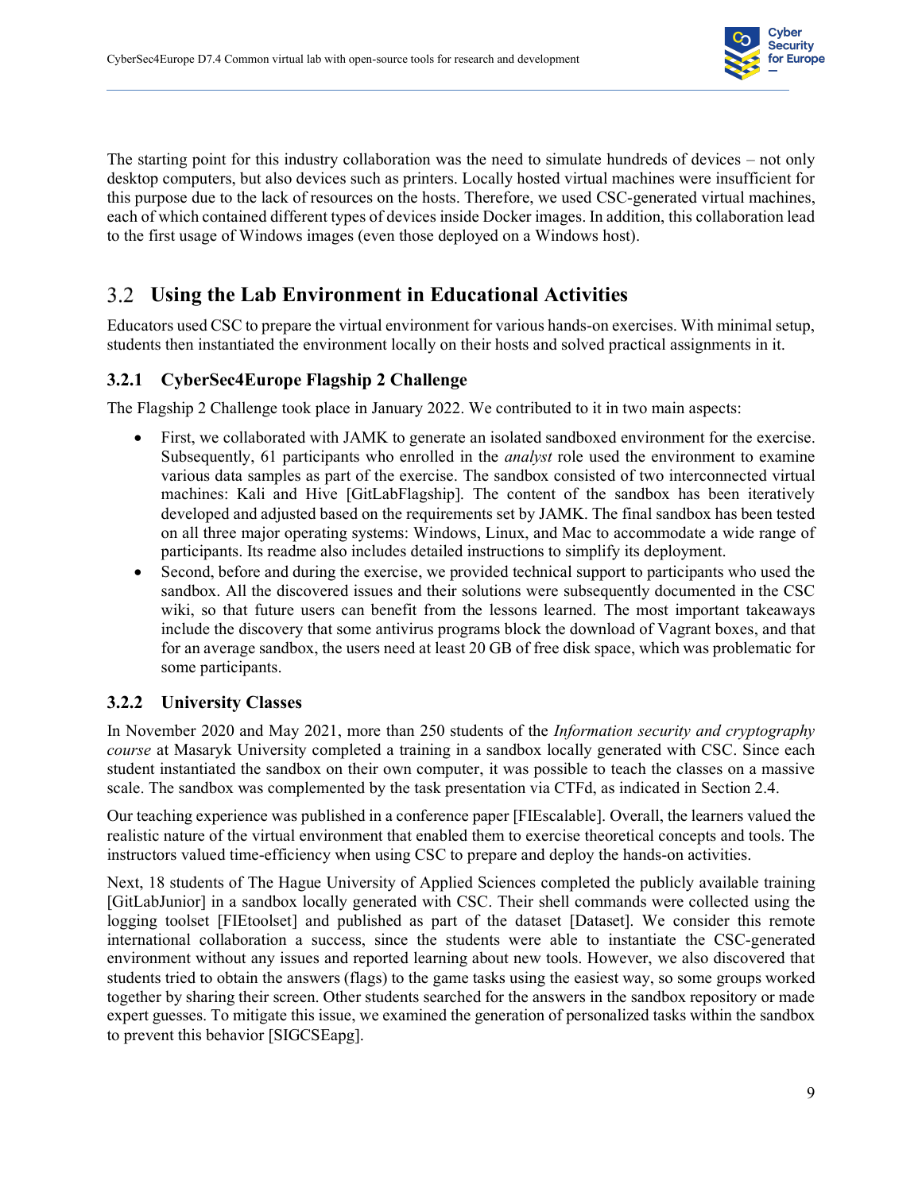The starting point for this industry collaboration was the need to simulate hundreds of devices – not only desktop computers, but also devices such as printers. Locally hosted virtual machines were insufficient for this purpose due to the lack of resources on the hosts. Therefore, we used CSC-generated virtual machines, each of which contained different types of devices inside Docker images. In addition, this collaboration lead to the first usage of Windows images (even those deployed on a Windows host).

## 3.2 Using the Lab Environment in Educational Activities

Educators used CSC to prepare the virtual environment for various hands-on exercises. With minimal setup, students then instantiated the environment locally on their hosts and solved practical assignments in it.

### 3.2.1 CyberSec4Europe Flagship 2 Challenge

The Flagship 2 Challenge took place in January 2022. We contributed to it in two main aspects:

- First, we collaborated with JAMK to generate an isolated sandboxed environment for the exercise. Subsequently, 61 participants who enrolled in the *analyst* role used the environment to examine various data samples as part of the exercise. The sandbox consisted of two interconnected virtual machines: Kali and Hive [GitLabFlagship]. The content of the sandbox has been iteratively developed and adjusted based on the requirements set by JAMK. The final sandbox has been tested on all three major operating systems: Windows, Linux, and Mac to accommodate a wide range of participants. Its readme also includes detailed instructions to simplify its deployment.
- Second, before and during the exercise, we provided technical support to participants who used the sandbox. All the discovered issues and their solutions were subsequently documented in the CSC wiki, so that future users can benefit from the lessons learned. The most important takeaways include the discovery that some antivirus programs block the download of Vagrant boxes, and that for an average sandbox, the users need at least 20 GB of free disk space, which was problematic for some participants.

### 3.2.2 University Classes

In November 2020 and May 2021, more than 250 students of the *Information security and cryptography course* at Masaryk University completed a training in a sandbox locally generated with CSC. Since each student instantiated the sandbox on their own computer, it was possible to teach the classes on a massive scale. The sandbox was complemented by the task presentation via CTFd, as indicated in Section 2.4.

Our teaching experience was published in a conference paper [FIEscalable]. Overall, the learners valued the realistic nature of the virtual environment that enabled them to exercise theoretical concepts and tools. The instructors valued time-efficiency when using CSC to prepare and deploy the hands-on activities.

Next, 18 students of The Hague University of Applied Sciences completed the publicly available training [GitLabJunior] in a sandbox locally generated with CSC. Their shell commands were collected using the logging toolset [FIEtoolset] and published as part of the dataset [Dataset]. We consider this remote international collaboration a success, since the students were able to instantiate the CSC-generated environment without any issues and reported learning about new tools. However, we also discovered that students tried to obtain the answers (flags) to the game tasks using the easiest way, so some groups worked together by sharing their screen. Other students searched for the answers in the sandbox repository or made expert guesses. To mitigate this issue, we examined the generation of personalized tasks within the sandbox to prevent this behavior [SIGCSEapg].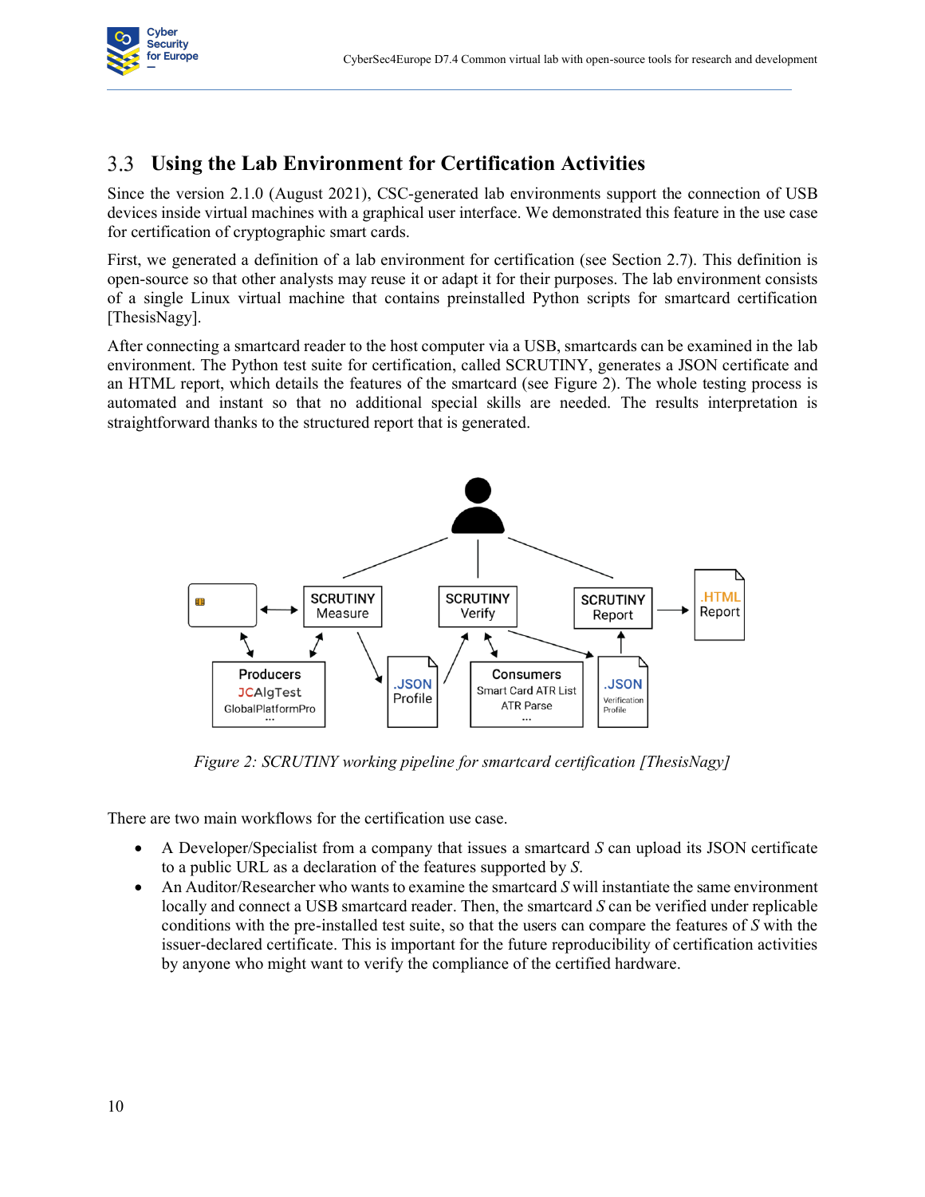## 3.3 Using the Lab Environment for Certification Activities

Since the version 2.1.0 (August 2021), CSC-generated lab environments support the connection of USB devices inside virtual machines with a graphical user interface. We demonstrated this feature in the use case for certification of cryptographic smart cards.

First, we generated a definition of a lab environment for certification (see Section 2.7). This definition is open-source so that other analysts may reuse it or adapt it for their purposes. The lab environment consists of a single Linux virtual machine that contains preinstalled Python scripts for smartcard certification [ThesisNagy].

After connecting a smartcard reader to the host computer via a USB, smartcards can be examined in the lab environment. The Python test suite for certification, called SCRUTINY, generates a JSON certificate and an HTML report, which details the features of the smartcard (see Figure 2). The whole testing process is automated and instant so that no additional special skills are needed. The results interpretation is straightforward thanks to the structured report that is generated.

*Figure 2: SCRUTINY working pipeline for smartcard certification [ThesisNagy]*

There are two main workflows for the certification use case.

- A Developer/Specialist from a company that issues a smartcard *S* can upload its JSON certificate to a public URL as a declaration of the features supported by *S*.
- An Auditor/Researcher who wants to examine the smartcard *S* will instantiate the same environment locally and connect a USB smartcard reader. Then, the smartcard *S* can be verified under replicable conditions with the pre-installed test suite, so that the users can compare the features of *S* with the issuer-declared certificate. This is important for the future reproducibility of certification activities by anyone who might want to verify the compliance of the certified hardware.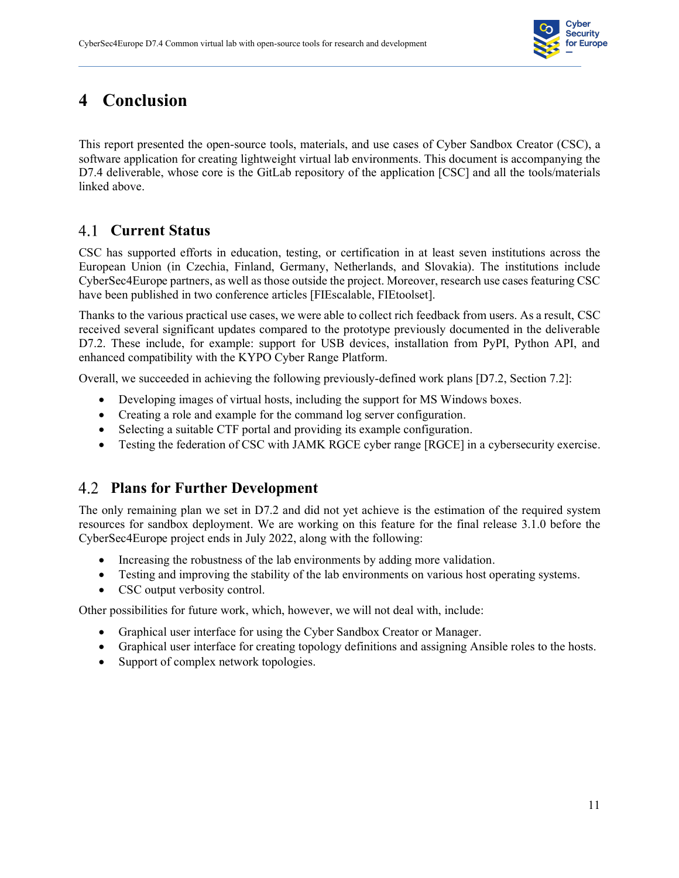# 4 Conclusion

This report presented the open-source tools, materials, and use cases of Cyber Sandbox Creator (CSC), a software application for creating lightweight virtual lab environments. This document is accompanying the D7.4 deliverable, whose core is the GitLab repository of the application [CSC] and all the tools/materials linked above.

## 4.1 Current Status

CSC has supported efforts in education, testing, or certification in at least seven institutions across the European Union (in Czechia, Finland, Germany, Netherlands, and Slovakia). The institutions include CyberSec4Europe partners, as well as those outside the project. Moreover, research use cases featuring CSC have been published in two conference articles [FIEscalable, FIEtoolset].

Thanks to the various practical use cases, we were able to collect rich feedback from users. As a result, CSC received several significant updates compared to the prototype previously documented in the deliverable D7.2. These include, for example: support for USB devices, installation from PyPI, Python API, and enhanced compatibility with the KYPO Cyber Range Platform.

Overall, we succeeded in achieving the following previously-defined work plans [D7.2, Section 7.2]:

- Developing images of virtual hosts, including the support for MS Windows boxes.
- Creating a role and example for the command log server configuration.
- Selecting a suitable CTF portal and providing its example configuration.
- Testing the federation of CSC with JAMK RGCE cyber range [RGCE] in a cybersecurity exercise.

## 4.2 Plans for Further Development

The only remaining plan we set in D7.2 and did not yet achieve is the estimation of the required system resources for sandbox deployment. We are working on this feature for the final release 3.1.0 before the CyberSec4Europe project ends in July 2022, along with the following:

- Increasing the robustness of the lab environments by adding more validation.
- Testing and improving the stability of the lab environments on various host operating systems.
- CSC output verbosity control.

Other possibilities for future work, which, however, we will not deal with, include:

- Graphical user interface for using the Cyber Sandbox Creator or Manager.
- Graphical user interface for creating topology definitions and assigning Ansible roles to the hosts.
- Support of complex network topologies.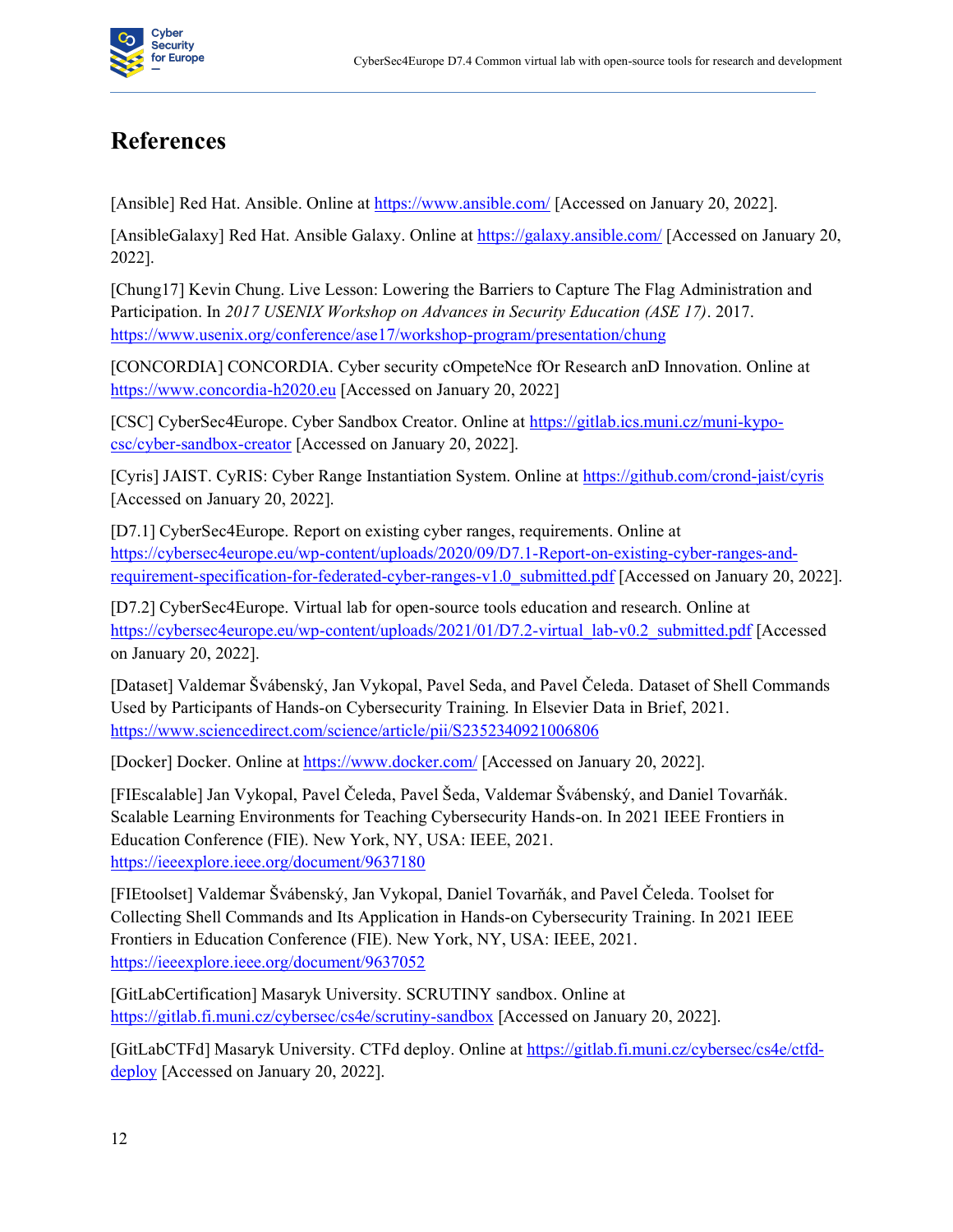# References

[Ansible] Red Hat. Ansible. Online at https://www.ansible.com/ [Accessed on January 20, 2022].

[AnsibleGalaxy] Red Hat. Ansible Galaxy. Online at https://galaxy.ansible.com/ [Accessed on January 20, 2022].

[Chung17] Kevin Chung. Live Lesson: Lowering the Barriers to Capture The Flag Administration and Participation. In *2017 USENIX Workshop on Advances in Security Education (ASE 17)*. 2017. https://www.usenix.org/conference/ase17/workshop-program/presentation/chung

[CONCORDIA] CONCORDIA. Cyber security cOmpeteNce fOr Research anD Innovation. Online at https://www.concordia-h2020.eu [Accessed on January 20, 2022]

[CSC] CyberSec4Europe. Cyber Sandbox Creator. Online at https://gitlab.ics.muni.cz/muni-kypo-csc/cyber-sandbox-creator [Accessed on January 20, 2022].

[Cyris] JAIST. CyRIS: Cyber Range Instantiation System. Online at https://github.com/crond-jaist/cyris [Accessed on January 20, 2022].

[D7.1] CyberSec4Europe. Report on existing cyber ranges, requirements. Online at https://cybersec4europe.eu/wp-content/uploads/2020/09/D7.1-Report-on-existing-cyber-ranges-and-requirement-specification-for-federated-cyber-ranges-v1.0_submitted.pdf [Accessed on January 20, 2022].

[D7.2] CyberSec4Europe. Virtual lab for open-source tools education and research. Online at https://cybersec4europe.eu/wp-content/uploads/2021/01/D7.2-virtual_lab-v0.2_submitted.pdf [Accessed on January 20, 2022].

[Dataset] Valdemar Švábenský, Jan Vykopal, Pavel Seda, and Pavel Čeleda. Dataset of Shell Commands Used by Participants of Hands-on Cybersecurity Training. In Elsevier Data in Brief, 2021. https://www.sciencedirect.com/science/article/pii/S2352340921006806

[Docker] Docker. Online at https://www.docker.com/ [Accessed on January 20, 2022].

[FIEscalable] Jan Vykopal, Pavel Čeleda, Pavel Šeda, Valdemar Švábenský, and Daniel Tovarňák. Scalable Learning Environments for Teaching Cybersecurity Hands-on. In 2021 IEEE Frontiers in Education Conference (FIE). New York, NY, USA: IEEE, 2021. https://ieeexplore.ieee.org/document/9637180

[FIEtoolset] Valdemar Švábenský, Jan Vykopal, Daniel Tovarňák, and Pavel Čeleda. Toolset for Collecting Shell Commands and Its Application in Hands-on Cybersecurity Training. In 2021 IEEE Frontiers in Education Conference (FIE). New York, NY, USA: IEEE, 2021. https://ieeexplore.ieee.org/document/9637052

[GitLabCertification] Masaryk University. SCRUTINY sandbox. Online at https://gitlab.fi.muni.cz/cybersec/cs4e/scrutiny-sandbox [Accessed on January 20, 2022].

[GitLabCTFd] Masaryk University. CTFd deploy. Online at https://gitlab.fi.muni.cz/cybersec/cs4e/ctfd-deploy [Accessed on January 20, 2022].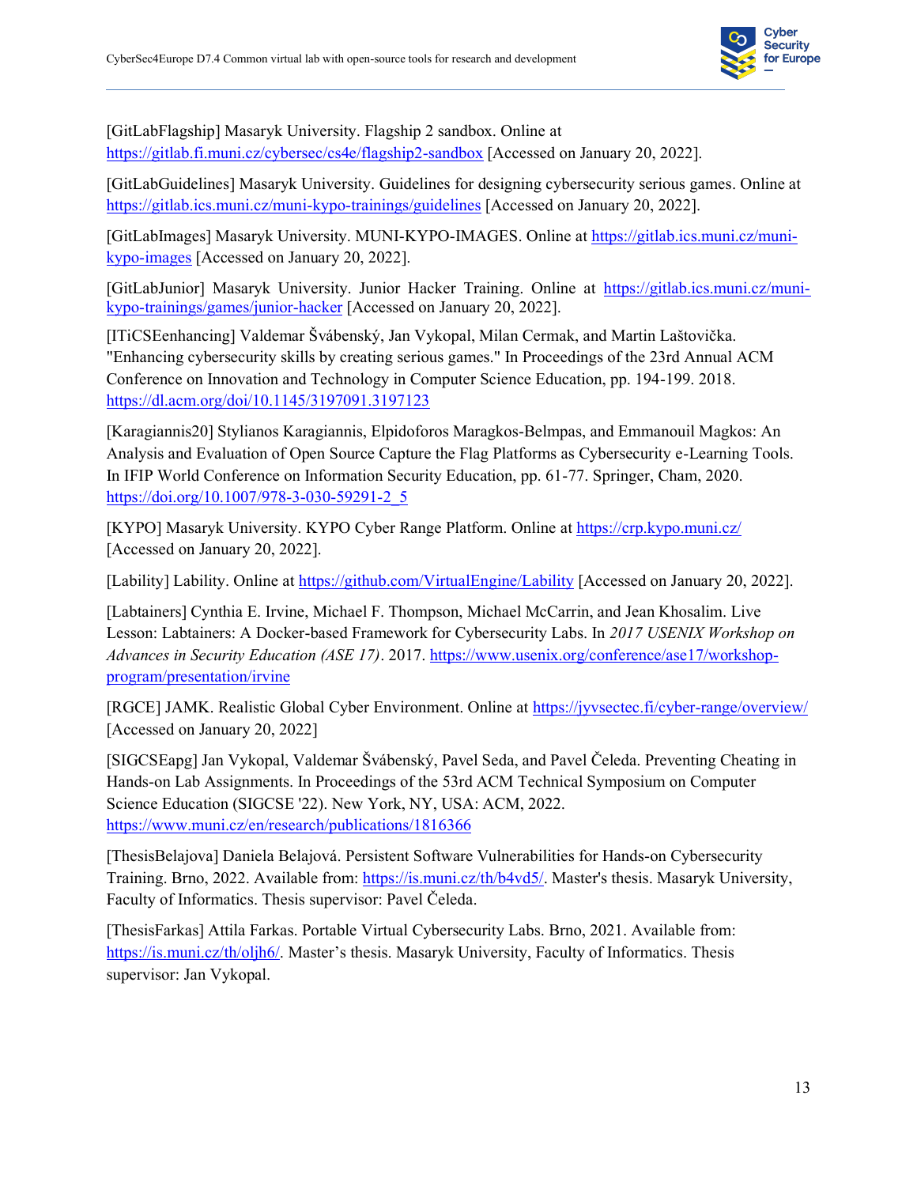[GitLabFlagship] Masaryk University. Flagship 2 sandbox. Online at https://gitlab.fi.muni.cz/cybersec/cs4e/flagship2-sandbox [Accessed on January 20, 2022].

[GitLabGuidelines] Masaryk University. Guidelines for designing cybersecurity serious games. Online at https://gitlab.ics.muni.cz/muni-kypo-trainings/guidelines [Accessed on January 20, 2022].

[GitLabImages] Masaryk University. MUNI-KYPO-IMAGES. Online at https://gitlab.ics.muni.cz/muni-kypo-images [Accessed on January 20, 2022].

[GitLabJunior] Masaryk University. Junior Hacker Training. Online at https://gitlab.ics.muni.cz/muni-kypo-trainings/games/junior-hacker [Accessed on January 20, 2022].

[ITiCSEenhancing] Valdemar Švábenský, Jan Vykopal, Milan Cermak, and Martin Laštovička. "Enhancing cybersecurity skills by creating serious games." In Proceedings of the 23rd Annual ACM Conference on Innovation and Technology in Computer Science Education, pp. 194-199. 2018. https://dl.acm.org/doi/10.1145/3197091.3197123

[Karagiannis20] Stylianos Karagiannis, Elpidoforos Maragkos-Belmpas, and Emmanouil Magkos: An Analysis and Evaluation of Open Source Capture the Flag Platforms as Cybersecurity e-Learning Tools. In IFIP World Conference on Information Security Education, pp. 61-77. Springer, Cham, 2020. https://doi.org/10.1007/978-3-030-59291-2_5

[KYPO] Masaryk University. KYPO Cyber Range Platform. Online at https://crp.kypo.muni.cz/ [Accessed on January 20, 2022].

[Lability] Lability. Online at https://github.com/VirtualEngine/Lability [Accessed on January 20, 2022].

[Labtainers] Cynthia E. Irvine, Michael F. Thompson, Michael McCarrin, and Jean Khosalim. Live Lesson: Labtainers: A Docker-based Framework for Cybersecurity Labs. In *2017 USENIX Workshop on Advances in Security Education (ASE 17)*. 2017. https://www.usenix.org/conference/ase17/workshop-program/presentation/irvine

[RGCE] JAMK. Realistic Global Cyber Environment. Online at https://jyvsectec.fi/cyber-range/overview/ [Accessed on January 20, 2022]

[SIGCSEapg] Jan Vykopal, Valdemar Švábenský, Pavel Seda, and Pavel Čeleda. Preventing Cheating in Hands-on Lab Assignments. In Proceedings of the 53rd ACM Technical Symposium on Computer Science Education (SIGCSE '22). New York, NY, USA: ACM, 2022. https://www.muni.cz/en/research/publications/1816366

[ThesisBelajova] Daniela Belajová. Persistent Software Vulnerabilities for Hands-on Cybersecurity Training. Brno, 2022. Available from: https://is.muni.cz/th/b4vd5/. Master's thesis. Masaryk University, Faculty of Informatics. Thesis supervisor: Pavel Čeleda.

[ThesisFarkas] Attila Farkas. Portable Virtual Cybersecurity Labs. Brno, 2021. Available from: https://is.muni.cz/th/oljh6/. Master's thesis. Masaryk University, Faculty of Informatics. Thesis supervisor: Jan Vykopal.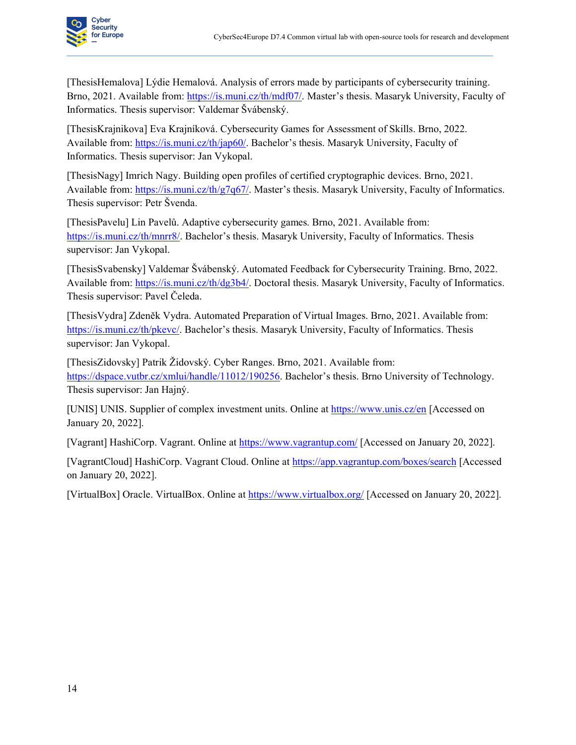[ThesisHemalova] Lýdie Hemalová. Analysis of errors made by participants of cybersecurity training. Brno, 2021. Available from: https://is.muni.cz/th/mdf07/. Master's thesis. Masaryk University, Faculty of Informatics. Thesis supervisor: Valdemar Švábenský.

[ThesisKrajnikova] Eva Krajníková. Cybersecurity Games for Assessment of Skills. Brno, 2022. Available from: https://is.muni.cz/th/jap60/. Bachelor's thesis. Masaryk University, Faculty of Informatics. Thesis supervisor: Jan Vykopal.

[ThesisNagy] Imrich Nagy. Building open profiles of certified cryptographic devices. Brno, 2021. Available from: https://is.muni.cz/th/g7q67/. Master's thesis. Masaryk University, Faculty of Informatics. Thesis supervisor: Petr Švenda.

[ThesisPavelu] Lin Pavelů. Adaptive cybersecurity games. Brno, 2021. Available from: https://is.muni.cz/th/mnrr8/. Bachelor's thesis. Masaryk University, Faculty of Informatics. Thesis supervisor: Jan Vykopal.

[ThesisSvabensky] Valdemar Švábenský. Automated Feedback for Cybersecurity Training. Brno, 2022. Available from: https://is.muni.cz/th/dg3b4/. Doctoral thesis. Masaryk University, Faculty of Informatics. Thesis supervisor: Pavel Čeleda.

[ThesisVydra] Zdeněk Vydra. Automated Preparation of Virtual Images. Brno, 2021. Available from: https://is.muni.cz/th/pkevc/. Bachelor's thesis. Masaryk University, Faculty of Informatics. Thesis supervisor: Jan Vykopal.

[ThesisZidovsky] Patrik Židovský. Cyber Ranges. Brno, 2021. Available from: https://dspace.vutbr.cz/xmlui/handle/11012/190256. Bachelor's thesis. Brno University of Technology. Thesis supervisor: Jan Hajný.

[UNIS] UNIS. Supplier of complex investment units. Online at https://www.unis.cz/en [Accessed on January 20, 2022].

[Vagrant] HashiCorp. Vagrant. Online at https://www.vagrantup.com/ [Accessed on January 20, 2022].

[VagrantCloud] HashiCorp. Vagrant Cloud. Online at https://app.vagrantup.com/boxes/search [Accessed on January 20, 2022].

[VirtualBox] Oracle. VirtualBox. Online at https://www.virtualbox.org/ [Accessed on January 20, 2022].